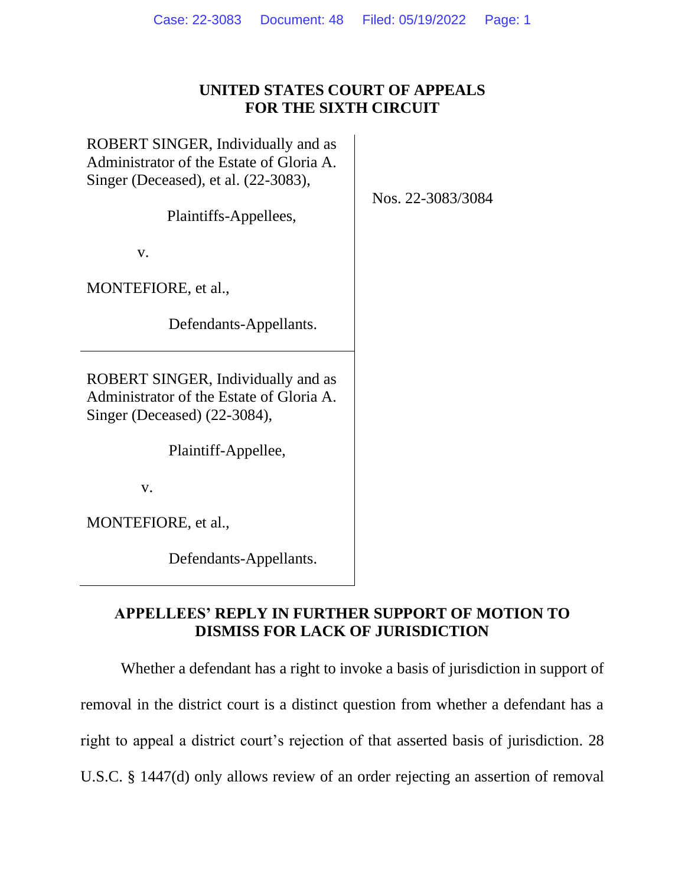**UNITED STATES COURT OF APPEALS**
**FOR THE SIXTH CIRCUIT**

| | |
|---|---|
| ROBERT SINGER, Individually and as Administrator of the Estate of Gloria A. Singer (Deceased), et al. (22-3083),<br><br>Plaintiffs-Appellees,<br><br>v.<br><br>MONTEFIORE, et al.,<br><br>Defendants-Appellants. | Nos. 22-3083/3084 |
| ROBERT SINGER, Individually and as Administrator of the Estate of Gloria A. Singer (Deceased) (22-3084),<br><br>Plaintiff-Appellee,<br><br>v.<br><br>MONTEFIORE, et al.,<br><br>Defendants-Appellants. | |

**APPELLEES' REPLY IN FURTHER SUPPORT OF MOTION TO DISMISS FOR LACK OF JURISDICTION**

Whether a defendant has a right to invoke a basis of jurisdiction in support of removal in the district court is a distinct question from whether a defendant has a right to appeal a district court's rejection of that asserted basis of jurisdiction. 28 U.S.C. § 1447(d) only allows review of an order rejecting an assertion of removal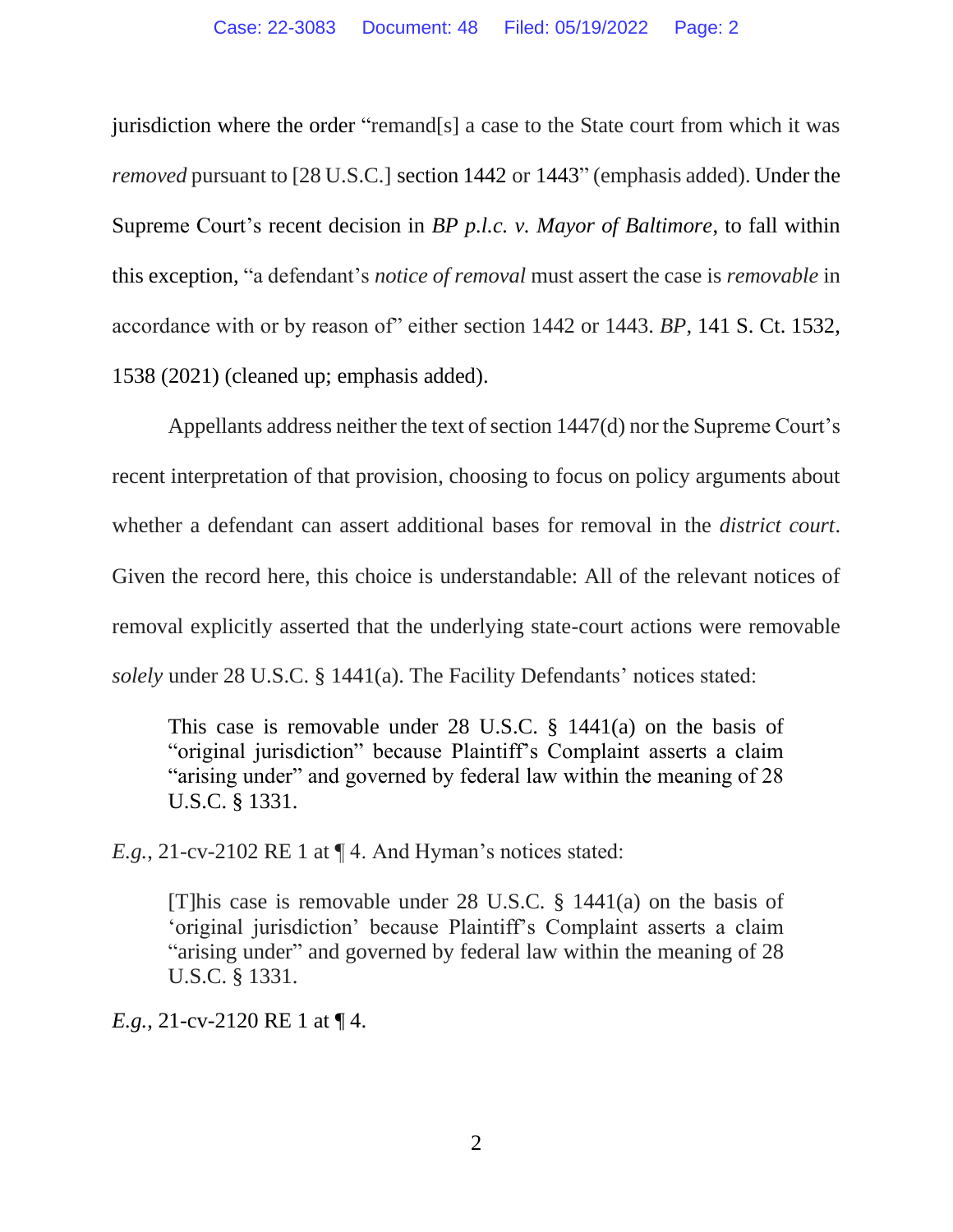jurisdiction where the order "remand[s] a case to the State court from which it was *removed* pursuant to [28 U.S.C.] section 1442 or 1443" (emphasis added). Under the Supreme Court's recent decision in *BP p.l.c. v. Mayor of Baltimore*, to fall within this exception, "a defendant's *notice of removal* must assert the case is *removable* in accordance with or by reason of" either section 1442 or 1443. *BP*, 141 S. Ct. 1532, 1538 (2021) (cleaned up; emphasis added).

Appellants address neither the text of section 1447(d) nor the Supreme Court's recent interpretation of that provision, choosing to focus on policy arguments about whether a defendant can assert additional bases for removal in the *district court*. Given the record here, this choice is understandable: All of the relevant notices of removal explicitly asserted that the underlying state-court actions were removable *solely* under 28 U.S.C. § 1441(a). The Facility Defendants' notices stated:

> This case is removable under 28 U.S.C. § 1441(a) on the basis of "original jurisdiction" because Plaintiff's Complaint asserts a claim "arising under" and governed by federal law within the meaning of 28 U.S.C. § 1331.

*E.g.*, 21-cv-2102 RE 1 at ¶ 4. And Hyman's notices stated:

> [T]his case is removable under 28 U.S.C. § 1441(a) on the basis of 'original jurisdiction' because Plaintiff's Complaint asserts a claim "arising under" and governed by federal law within the meaning of 28 U.S.C. § 1331.

*E.g.*, 21-cv-2120 RE 1 at ¶ 4.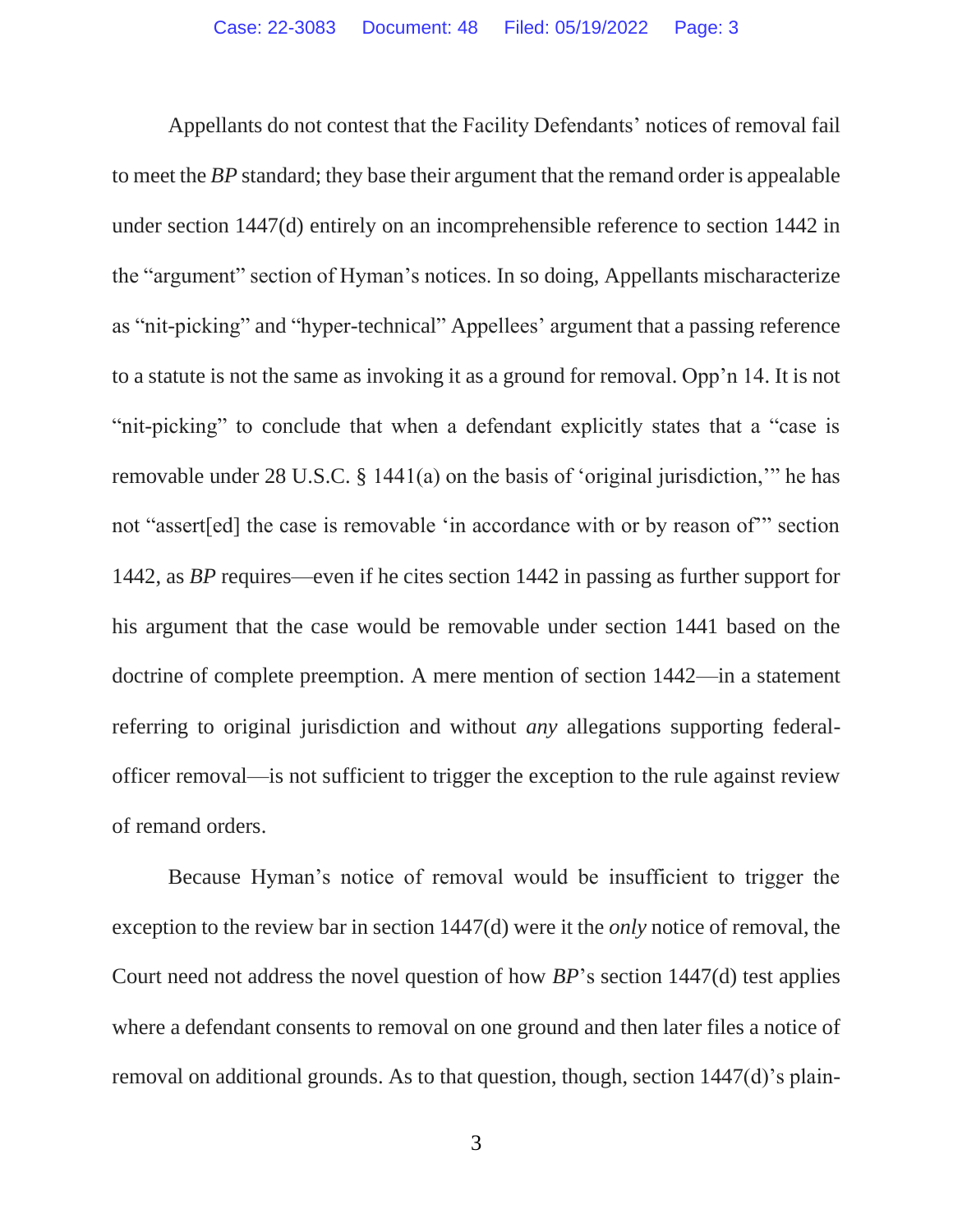Appellants do not contest that the Facility Defendants' notices of removal fail to meet the *BP* standard; they base their argument that the remand order is appealable under section 1447(d) entirely on an incomprehensible reference to section 1442 in the "argument" section of Hyman's notices. In so doing, Appellants mischaracterize as "nit-picking" and "hyper-technical" Appellees' argument that a passing reference to a statute is not the same as invoking it as a ground for removal. Opp'n 14. It is not "nit-picking" to conclude that when a defendant explicitly states that a "case is removable under 28 U.S.C. § 1441(a) on the basis of 'original jurisdiction,'" he has not "assert[ed] the case is removable 'in accordance with or by reason of'" section 1442, as *BP* requires—even if he cites section 1442 in passing as further support for his argument that the case would be removable under section 1441 based on the doctrine of complete preemption. A mere mention of section 1442—in a statement referring to original jurisdiction and without *any* allegations supporting federal-officer removal—is not sufficient to trigger the exception to the rule against review of remand orders.

Because Hyman's notice of removal would be insufficient to trigger the exception to the review bar in section 1447(d) were it the *only* notice of removal, the Court need not address the novel question of how *BP*'s section 1447(d) test applies where a defendant consents to removal on one ground and then later files a notice of removal on additional grounds. As to that question, though, section 1447(d)'s plain-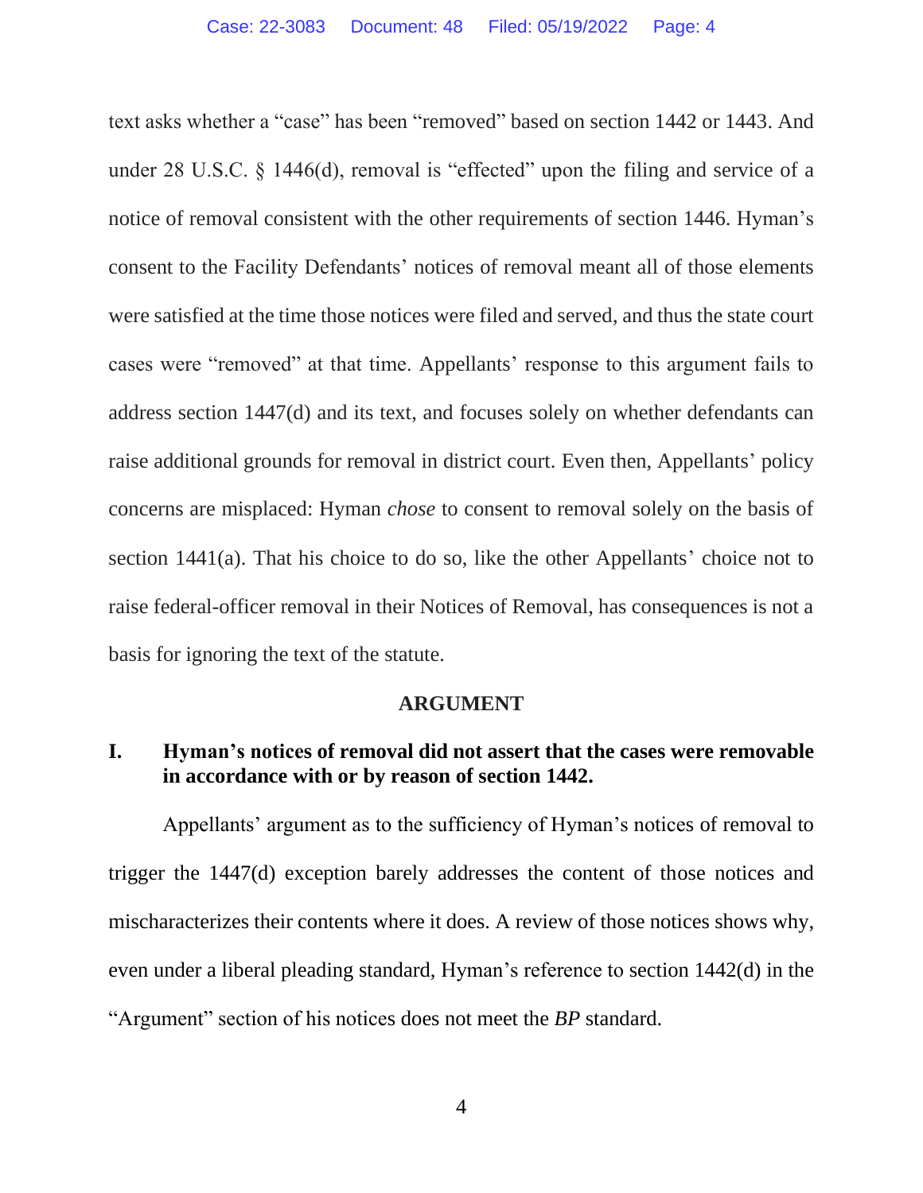text asks whether a "case" has been "removed" based on section 1442 or 1443. And under 28 U.S.C. § 1446(d), removal is "effected" upon the filing and service of a notice of removal consistent with the other requirements of section 1446. Hyman's consent to the Facility Defendants' notices of removal meant all of those elements were satisfied at the time those notices were filed and served, and thus the state court cases were "removed" at that time. Appellants' response to this argument fails to address section 1447(d) and its text, and focuses solely on whether defendants can raise additional grounds for removal in district court. Even then, Appellants' policy concerns are misplaced: Hyman *chose* to consent to removal solely on the basis of section 1441(a). That his choice to do so, like the other Appellants' choice not to raise federal-officer removal in their Notices of Removal, has consequences is not a basis for ignoring the text of the statute.

## ARGUMENT

### I. Hyman's notices of removal did not assert that the cases were removable in accordance with or by reason of section 1442.

Appellants' argument as to the sufficiency of Hyman's notices of removal to trigger the 1447(d) exception barely addresses the content of those notices and mischaracterizes their contents where it does. A review of those notices shows why, even under a liberal pleading standard, Hyman's reference to section 1442(d) in the "Argument" section of his notices does not meet the *BP* standard.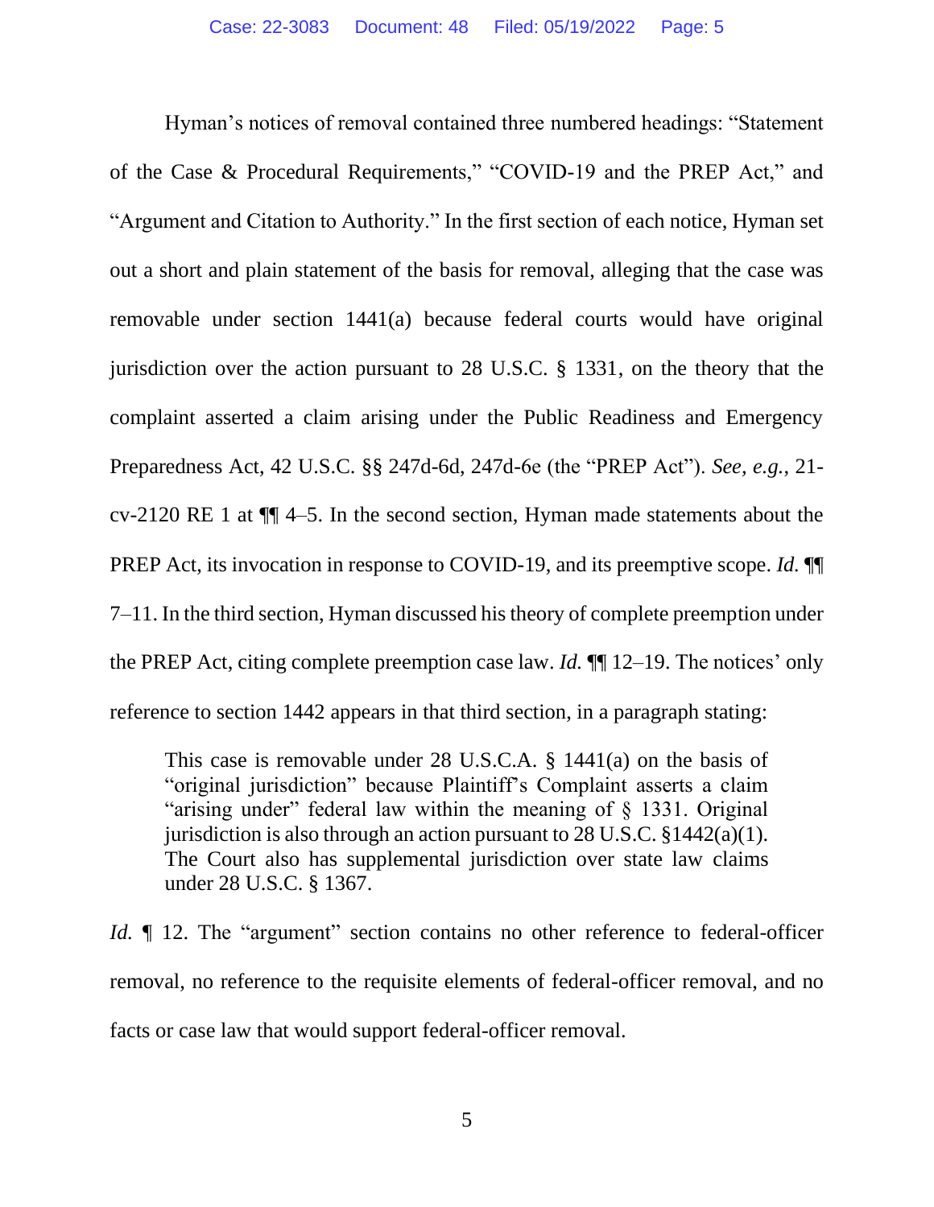Hyman's notices of removal contained three numbered headings: "Statement of the Case & Procedural Requirements," "COVID-19 and the PREP Act," and "Argument and Citation to Authority." In the first section of each notice, Hyman set out a short and plain statement of the basis for removal, alleging that the case was removable under section 1441(a) because federal courts would have original jurisdiction over the action pursuant to 28 U.S.C. § 1331, on the theory that the complaint asserted a claim arising under the Public Readiness and Emergency Preparedness Act, 42 U.S.C. §§ 247d-6d, 247d-6e (the "PREP Act"). *See, e.g.*, 21-cv-2120 RE 1 at ¶¶ 4–5. In the second section, Hyman made statements about the PREP Act, its invocation in response to COVID-19, and its preemptive scope. *Id.* ¶¶ 7–11. In the third section, Hyman discussed his theory of complete preemption under the PREP Act, citing complete preemption case law. *Id.* ¶¶ 12–19. The notices' only reference to section 1442 appears in that third section, in a paragraph stating:

> This case is removable under 28 U.S.C.A. § 1441(a) on the basis of "original jurisdiction" because Plaintiff's Complaint asserts a claim "arising under" federal law within the meaning of § 1331. Original jurisdiction is also through an action pursuant to 28 U.S.C. §1442(a)(1). The Court also has supplemental jurisdiction over state law claims under 28 U.S.C. § 1367.

*Id.* ¶ 12. The "argument" section contains no other reference to federal-officer removal, no reference to the requisite elements of federal-officer removal, and no facts or case law that would support federal-officer removal.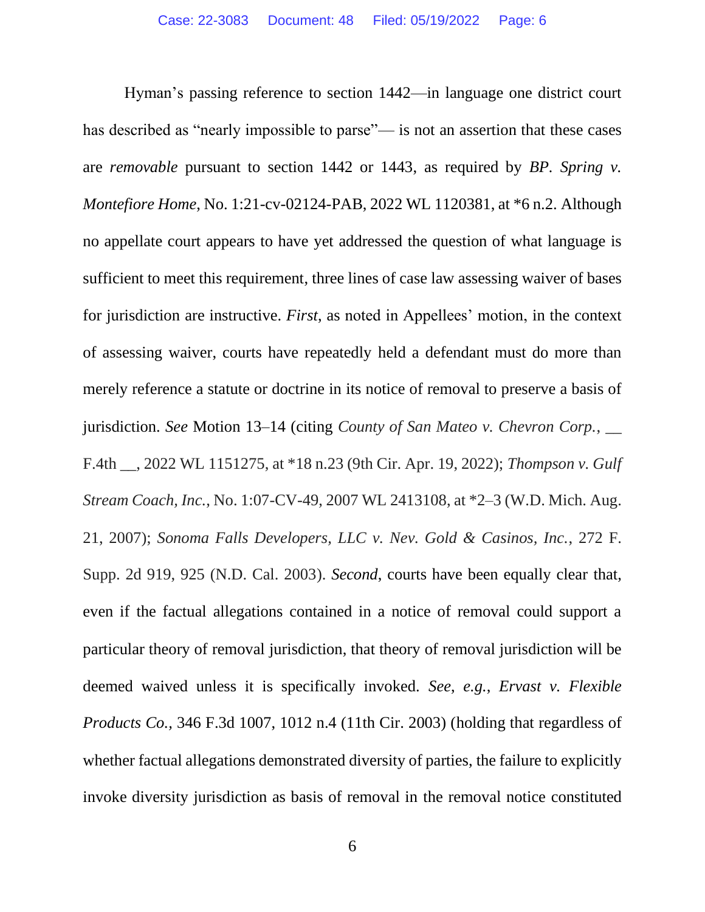Hyman's passing reference to section 1442—in language one district court has described as "nearly impossible to parse"— is not an assertion that these cases are *removable* pursuant to section 1442 or 1443, as required by *BP*. *Spring v. Montefiore Home*, No. 1:21-cv-02124-PAB, 2022 WL 1120381, at *6 n.2. Although no appellate court appears to have yet addressed the question of what language is sufficient to meet this requirement, three lines of case law assessing waiver of bases for jurisdiction are instructive. *First*, as noted in Appellees' motion, in the context of assessing waiver, courts have repeatedly held a defendant must do more than merely reference a statute or doctrine in its notice of removal to preserve a basis of jurisdiction. *See* Motion 13–14 (citing *County of San Mateo v. Chevron Corp.*, __ F.4th __, 2022 WL 1151275, at *18 n.23 (9th Cir. Apr. 19, 2022); *Thompson v. Gulf Stream Coach, Inc.*, No. 1:07-CV-49, 2007 WL 2413108, at *2–3 (W.D. Mich. Aug. 21, 2007); *Sonoma Falls Developers, LLC v. Nev. Gold & Casinos, Inc.*, 272 F. Supp. 2d 919, 925 (N.D. Cal. 2003). *Second*, courts have been equally clear that, even if the factual allegations contained in a notice of removal could support a particular theory of removal jurisdiction, that theory of removal jurisdiction will be deemed waived unless it is specifically invoked. *See*, *e.g.*, *Ervast v. Flexible Products Co.*, 346 F.3d 1007, 1012 n.4 (11th Cir. 2003) (holding that regardless of whether factual allegations demonstrated diversity of parties, the failure to explicitly invoke diversity jurisdiction as basis of removal in the removal notice constituted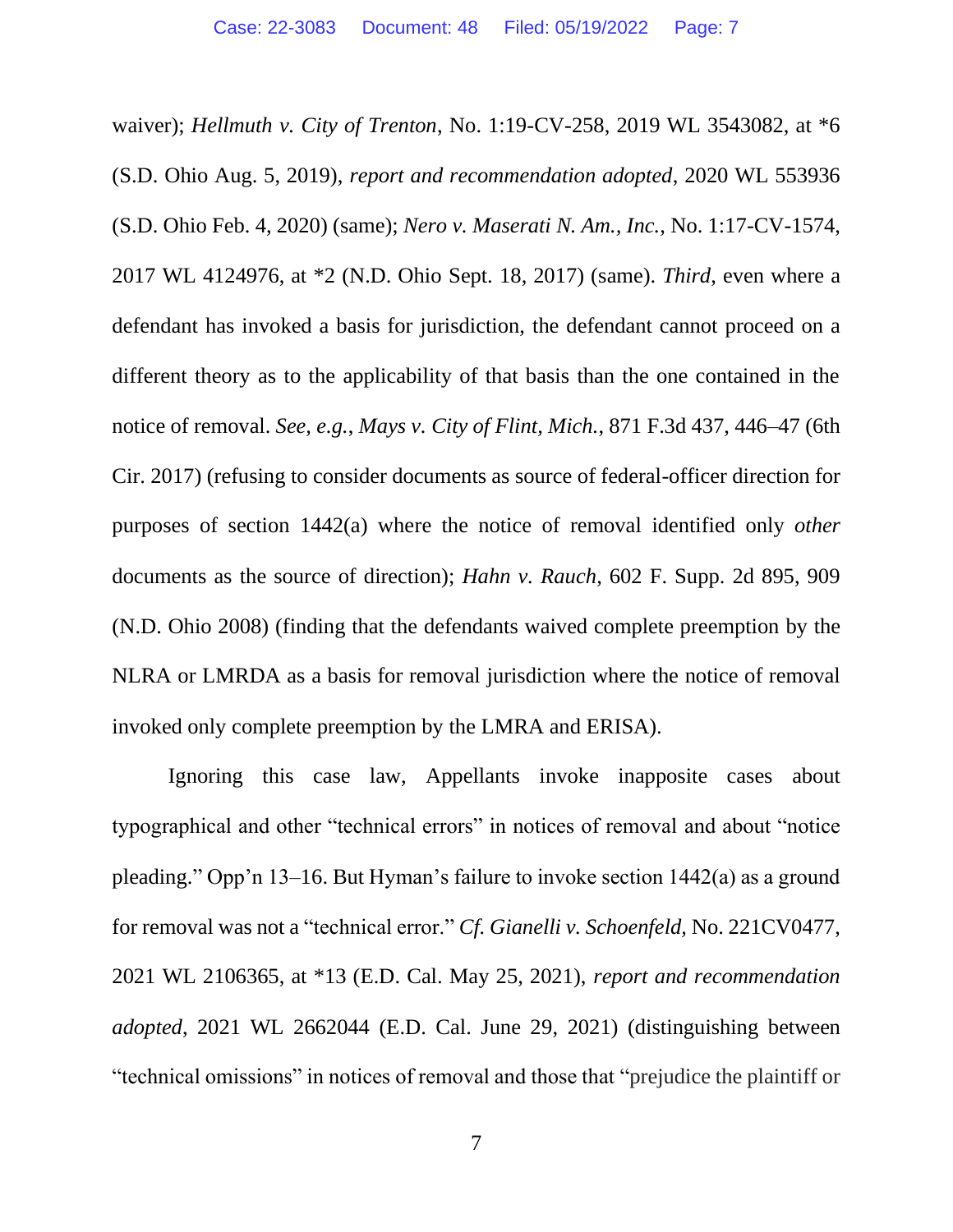waiver); *Hellmuth v. City of Trenton*, No. 1:19-CV-258, 2019 WL 3543082, at *6 (S.D. Ohio Aug. 5, 2019), *report and recommendation adopted*, 2020 WL 553936 (S.D. Ohio Feb. 4, 2020) (same); *Nero v. Maserati N. Am., Inc.*, No. 1:17-CV-1574, 2017 WL 4124976, at *2 (N.D. Ohio Sept. 18, 2017) (same). *Third*, even where a defendant has invoked a basis for jurisdiction, the defendant cannot proceed on a different theory as to the applicability of that basis than the one contained in the notice of removal. *See, e.g.*, *Mays v. City of Flint, Mich.*, 871 F.3d 437, 446–47 (6th Cir. 2017) (refusing to consider documents as source of federal-officer direction for purposes of section 1442(a) where the notice of removal identified only *other* documents as the source of direction); *Hahn v. Rauch*, 602 F. Supp. 2d 895, 909 (N.D. Ohio 2008) (finding that the defendants waived complete preemption by the NLRA or LMRDA as a basis for removal jurisdiction where the notice of removal invoked only complete preemption by the LMRA and ERISA).

Ignoring this case law, Appellants invoke inapposite cases about typographical and other "technical errors" in notices of removal and about "notice pleading." Opp'n 13–16. But Hyman's failure to invoke section 1442(a) as a ground for removal was not a "technical error." *Cf. Gianelli v. Schoenfeld*, No. 221CV0477, 2021 WL 2106365, at *13 (E.D. Cal. May 25, 2021), *report and recommendation adopted*, 2021 WL 2662044 (E.D. Cal. June 29, 2021) (distinguishing between "technical omissions" in notices of removal and those that "prejudice the plaintiff or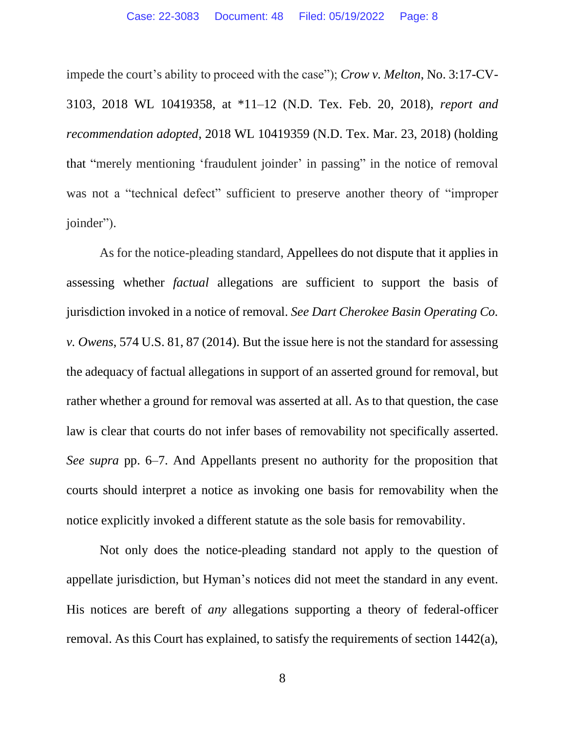impede the court's ability to proceed with the case"); *Crow v. Melton*, No. 3:17-CV-3103, 2018 WL 10419358, at *11–12 (N.D. Tex. Feb. 20, 2018), *report and recommendation adopted*, 2018 WL 10419359 (N.D. Tex. Mar. 23, 2018) (holding that "merely mentioning 'fraudulent joinder' in passing" in the notice of removal was not a "technical defect" sufficient to preserve another theory of "improper joinder").

As for the notice-pleading standard, Appellees do not dispute that it applies in assessing whether *factual* allegations are sufficient to support the basis of jurisdiction invoked in a notice of removal. *See Dart Cherokee Basin Operating Co. v. Owens*, 574 U.S. 81, 87 (2014). But the issue here is not the standard for assessing the adequacy of factual allegations in support of an asserted ground for removal, but rather whether a ground for removal was asserted at all. As to that question, the case law is clear that courts do not infer bases of removability not specifically asserted. *See supra* pp. 6–7. And Appellants present no authority for the proposition that courts should interpret a notice as invoking one basis for removability when the notice explicitly invoked a different statute as the sole basis for removability.

Not only does the notice-pleading standard not apply to the question of appellate jurisdiction, but Hyman's notices did not meet the standard in any event. His notices are bereft of *any* allegations supporting a theory of federal-officer removal. As this Court has explained, to satisfy the requirements of section 1442(a),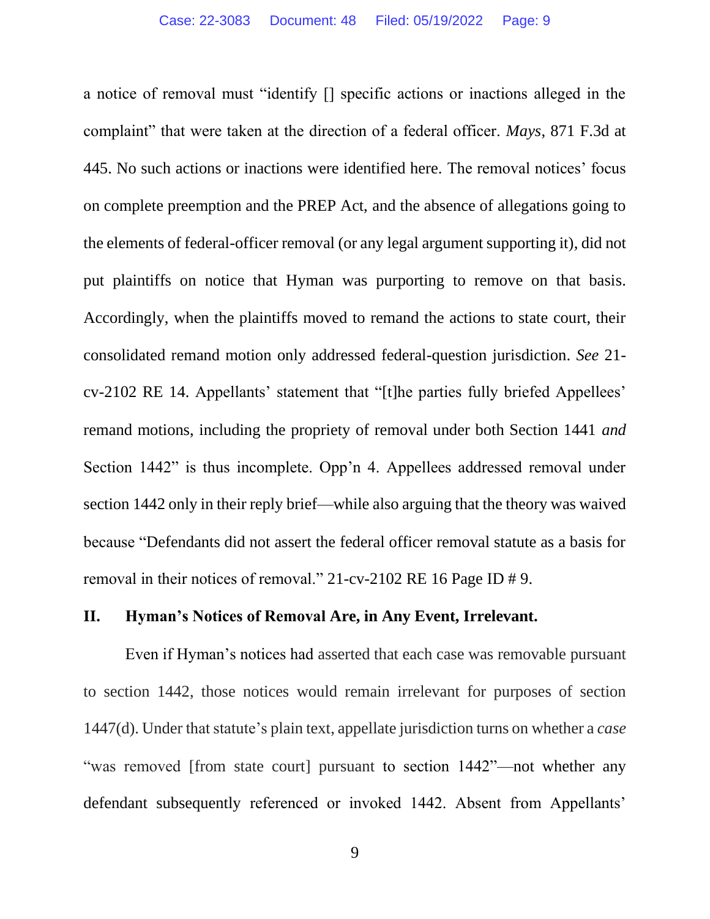a notice of removal must "identify [] specific actions or inactions alleged in the complaint" that were taken at the direction of a federal officer. *Mays*, 871 F.3d at 445. No such actions or inactions were identified here. The removal notices' focus on complete preemption and the PREP Act, and the absence of allegations going to the elements of federal-officer removal (or any legal argument supporting it), did not put plaintiffs on notice that Hyman was purporting to remove on that basis. Accordingly, when the plaintiffs moved to remand the actions to state court, their consolidated remand motion only addressed federal-question jurisdiction. *See* 21-cv-2102 RE 14. Appellants' statement that "[t]he parties fully briefed Appellees' remand motions, including the propriety of removal under both Section 1441 *and* Section 1442" is thus incomplete. Opp'n 4. Appellees addressed removal under section 1442 only in their reply brief—while also arguing that the theory was waived because "Defendants did not assert the federal officer removal statute as a basis for removal in their notices of removal." 21-cv-2102 RE 16 Page ID # 9.

## II. Hyman's Notices of Removal Are, in Any Event, Irrelevant.

Even if Hyman's notices had asserted that each case was removable pursuant to section 1442, those notices would remain irrelevant for purposes of section 1447(d). Under that statute's plain text, appellate jurisdiction turns on whether a *case* "was removed [from state court] pursuant to section 1442"—not whether any defendant subsequently referenced or invoked 1442. Absent from Appellants'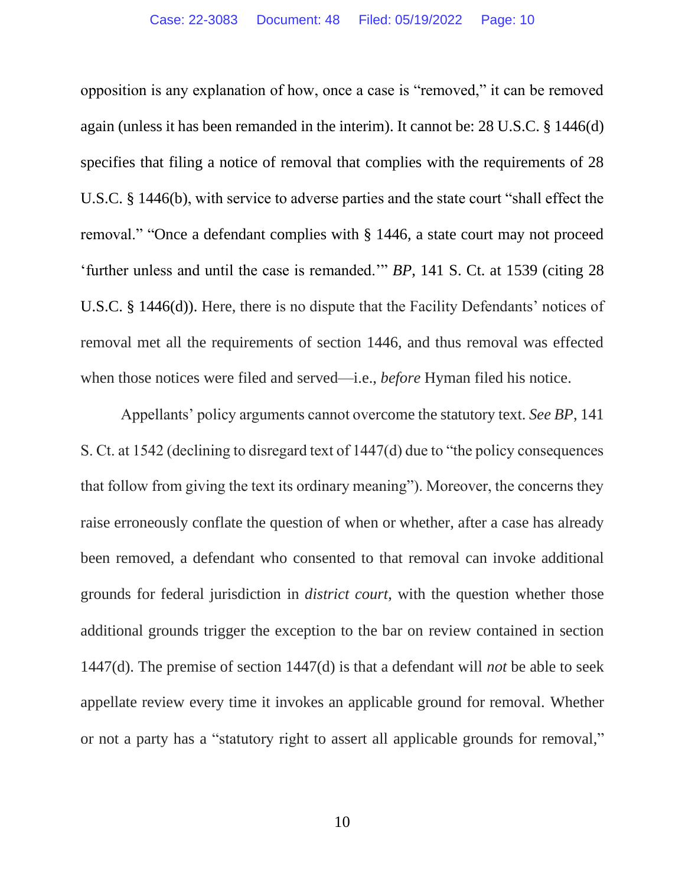opposition is any explanation of how, once a case is "removed," it can be removed again (unless it has been remanded in the interim). It cannot be: 28 U.S.C. § 1446(d) specifies that filing a notice of removal that complies with the requirements of 28 U.S.C. § 1446(b), with service to adverse parties and the state court "shall effect the removal." "Once a defendant complies with § 1446, a state court may not proceed 'further unless and until the case is remanded.'" *BP*, 141 S. Ct. at 1539 (citing 28 U.S.C. § 1446(d)). Here, there is no dispute that the Facility Defendants' notices of removal met all the requirements of section 1446, and thus removal was effected when those notices were filed and served—i.e., *before* Hyman filed his notice.

Appellants' policy arguments cannot overcome the statutory text. *See BP*, 141 S. Ct. at 1542 (declining to disregard text of 1447(d) due to "the policy consequences that follow from giving the text its ordinary meaning"). Moreover, the concerns they raise erroneously conflate the question of when or whether, after a case has already been removed, a defendant who consented to that removal can invoke additional grounds for federal jurisdiction in *district court*, with the question whether those additional grounds trigger the exception to the bar on review contained in section 1447(d). The premise of section 1447(d) is that a defendant will *not* be able to seek appellate review every time it invokes an applicable ground for removal. Whether or not a party has a "statutory right to assert all applicable grounds for removal,"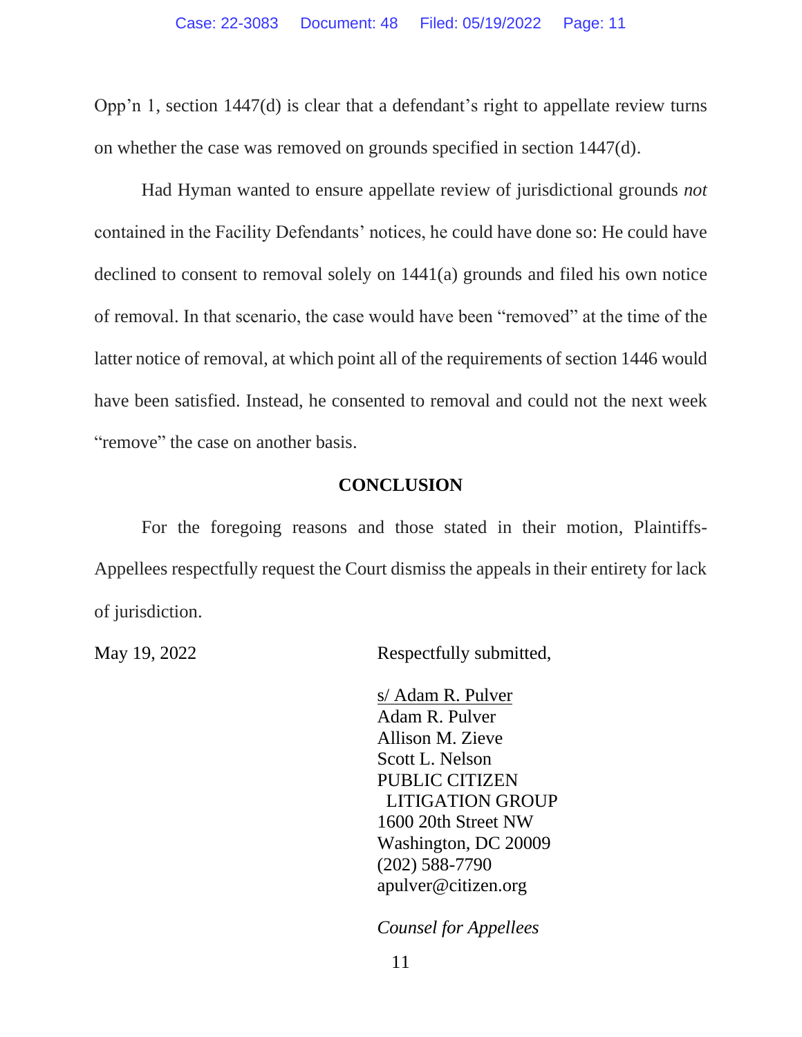Opp'n 1, section 1447(d) is clear that a defendant's right to appellate review turns on whether the case was removed on grounds specified in section 1447(d).

Had Hyman wanted to ensure appellate review of jurisdictional grounds *not* contained in the Facility Defendants' notices, he could have done so: He could have declined to consent to removal solely on 1441(a) grounds and filed his own notice of removal. In that scenario, the case would have been "removed" at the time of the latter notice of removal, at which point all of the requirements of section 1446 would have been satisfied. Instead, he consented to removal and could not the next week "remove" the case on another basis.

## CONCLUSION

For the foregoing reasons and those stated in their motion, Plaintiffs-Appellees respectfully request the Court dismiss the appeals in their entirety for lack of jurisdiction.

May 19, 2022

Respectfully submitted,

s/ Adam R. Pulver
Adam R. Pulver
Allison M. Zieve
Scott L. Nelson
PUBLIC CITIZEN
LITIGATION GROUP
1600 20th Street NW
Washington, DC 20009
(202) 588-7790
apulver@citizen.org

*Counsel for Appellees*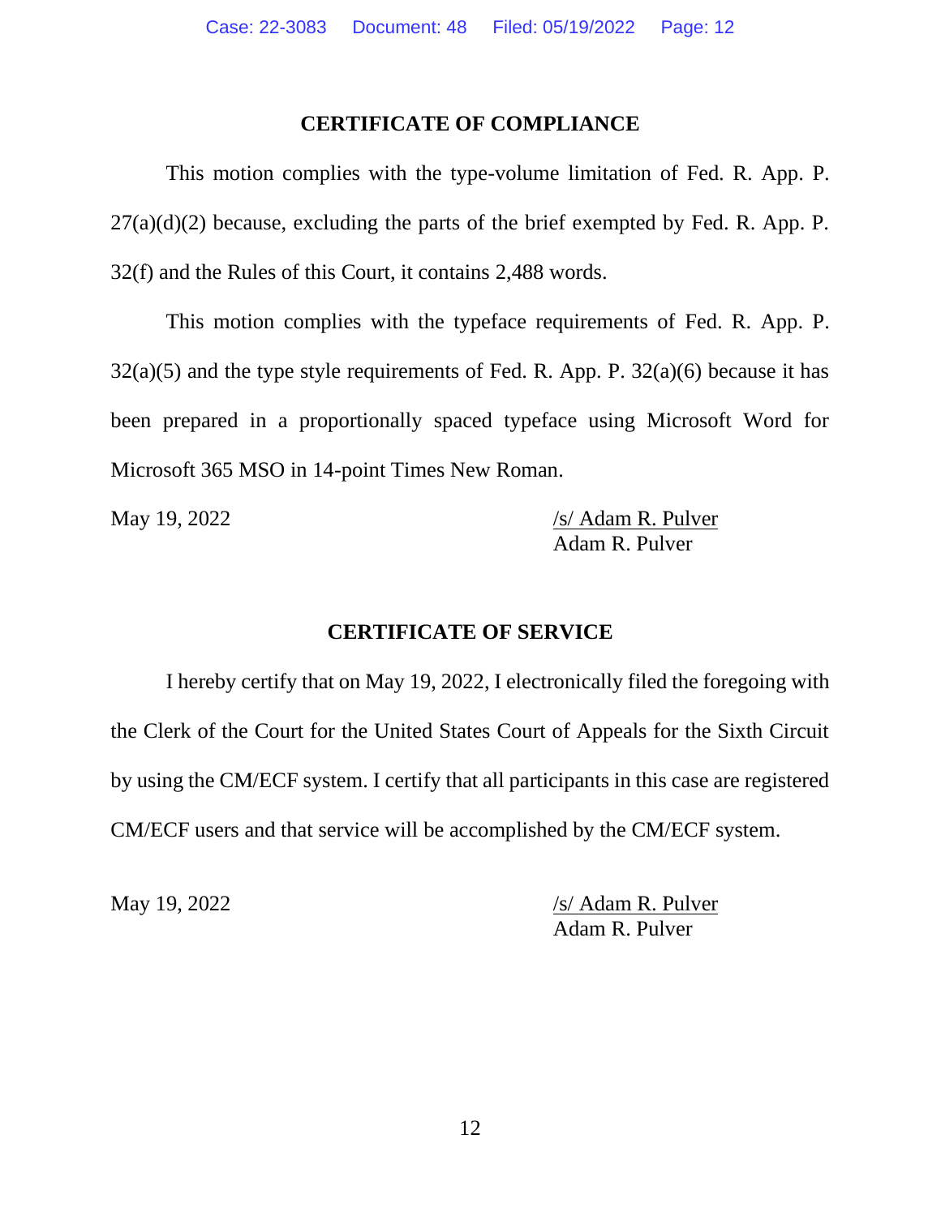## CERTIFICATE OF COMPLIANCE

This motion complies with the type-volume limitation of Fed. R. App. P. 27(a)(d)(2) because, excluding the parts of the brief exempted by Fed. R. App. P. 32(f) and the Rules of this Court, it contains 2,488 words.

This motion complies with the typeface requirements of Fed. R. App. P. 32(a)(5) and the type style requirements of Fed. R. App. P. 32(a)(6) because it has been prepared in a proportionally spaced typeface using Microsoft Word for Microsoft 365 MSO in 14-point Times New Roman.

May 19, 2022

/s/ Adam R. Pulver
Adam R. Pulver

## CERTIFICATE OF SERVICE

I hereby certify that on May 19, 2022, I electronically filed the foregoing with the Clerk of the Court for the United States Court of Appeals for the Sixth Circuit by using the CM/ECF system. I certify that all participants in this case are registered CM/ECF users and that service will be accomplished by the CM/ECF system.

May 19, 2022

/s/ Adam R. Pulver
Adam R. Pulver